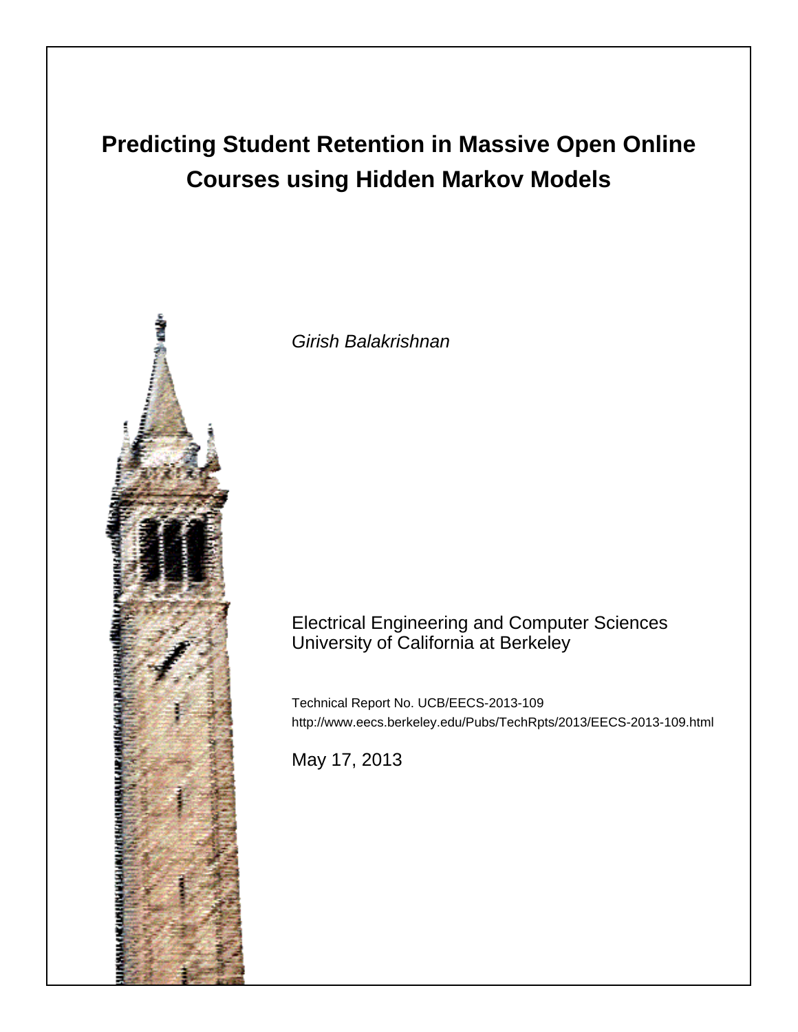# Predicting Student Retention in Massive Open Online Courses using Hidden Markov Models

*Girish Balakrishnan*

Electrical Engineering and Computer Sciences
University of California at Berkeley

Technical Report No. UCB/EECS-2013-109
http://www.eecs.berkeley.edu/Pubs/TechRpts/2013/EECS-2013-109.html

May 17, 2013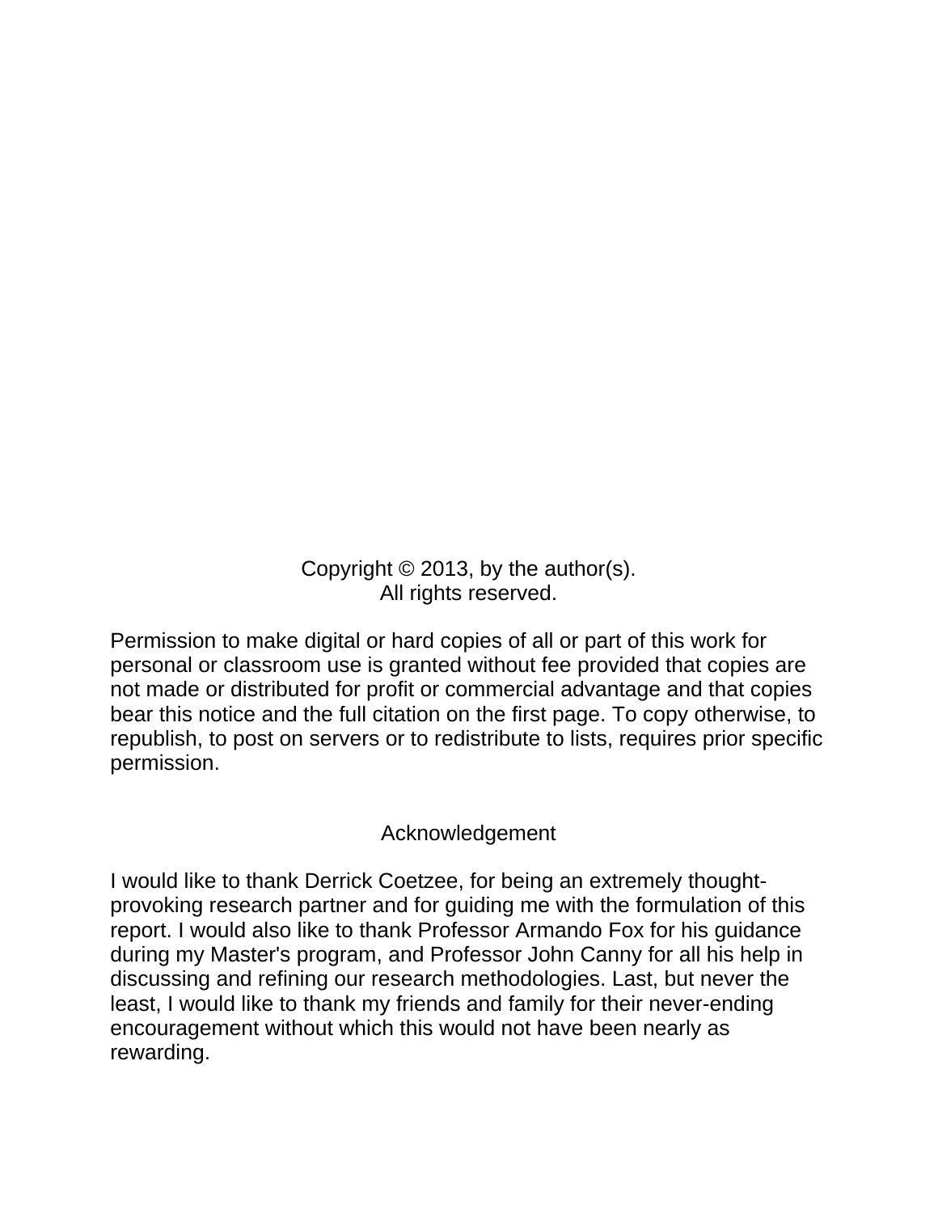Copyright © 2013, by the author(s).
All rights reserved.

Permission to make digital or hard copies of all or part of this work for personal or classroom use is granted without fee provided that copies are not made or distributed for profit or commercial advantage and that copies bear this notice and the full citation on the first page. To copy otherwise, to republish, to post on servers or to redistribute to lists, requires prior specific permission.

## Acknowledgement

I would like to thank Derrick Coetzee, for being an extremely thought-provoking research partner and for guiding me with the formulation of this report. I would also like to thank Professor Armando Fox for his guidance during my Master's program, and Professor John Canny for all his help in discussing and refining our research methodologies. Last, but never the least, I would like to thank my friends and family for their never-ending encouragement without which this would not have been nearly as rewarding.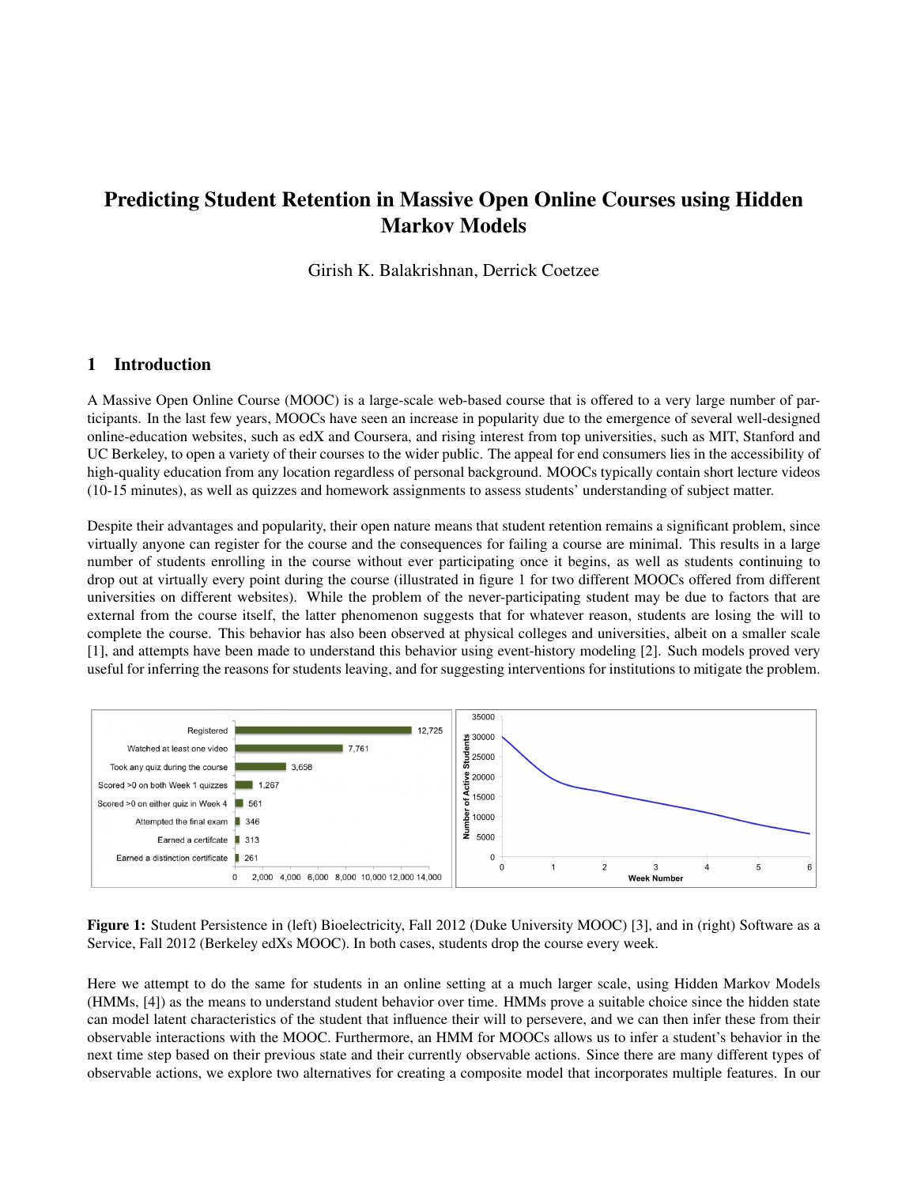# Predicting Student Retention in Massive Open Online Courses using Hidden Markov Models

Girish K. Balakrishnan, Derrick Coetzee

## 1 Introduction

A Massive Open Online Course (MOOC) is a large-scale web-based course that is offered to a very large number of participants. In the last few years, MOOCs have seen an increase in popularity due to the emergence of several well-designed online-education websites, such as edX and Coursera, and rising interest from top universities, such as MIT, Stanford and UC Berkeley, to open a variety of their courses to the wider public. The appeal for end consumers lies in the accessibility of high-quality education from any location regardless of personal background. MOOCs typically contain short lecture videos (10-15 minutes), as well as quizzes and homework assignments to assess students' understanding of subject matter.

Despite their advantages and popularity, their open nature means that student retention remains a significant problem, since virtually anyone can register for the course and the consequences for failing a course are minimal. This results in a large number of students enrolling in the course without ever participating once it begins, as well as students continuing to drop out at virtually every point during the course (illustrated in figure 1 for two different MOOCs offered from different universities on different websites). While the problem of the never-participating student may be due to factors that are external from the course itself, the latter phenomenon suggests that for whatever reason, students are losing the will to complete the course. This behavior has also been observed at physical colleges and universities, albeit on a smaller scale [1], and attempts have been made to understand this behavior using event-history modeling [2]. Such models proved very useful for inferring the reasons for students leaving, and for suggesting interventions for institutions to mitigate the problem.

**Figure 1:** Student Persistence in (left) Bioelectricity, Fall 2012 (Duke University MOOC) [3], and in (right) Software as a Service, Fall 2012 (Berkeley edXs MOOC). In both cases, students drop the course every week.

Here we attempt to do the same for students in an online setting at a much larger scale, using Hidden Markov Models (HMMs, [4]) as the means to understand student behavior over time. HMMs prove a suitable choice since the hidden state can model latent characteristics of the student that influence their will to persevere, and we can then infer these from their observable interactions with the MOOC. Furthermore, an HMM for MOOCs allows us to infer a student's behavior in the next time step based on their previous state and their currently observable actions. Since there are many different types of observable actions, we explore two alternatives for creating a composite model that incorporates multiple features. In our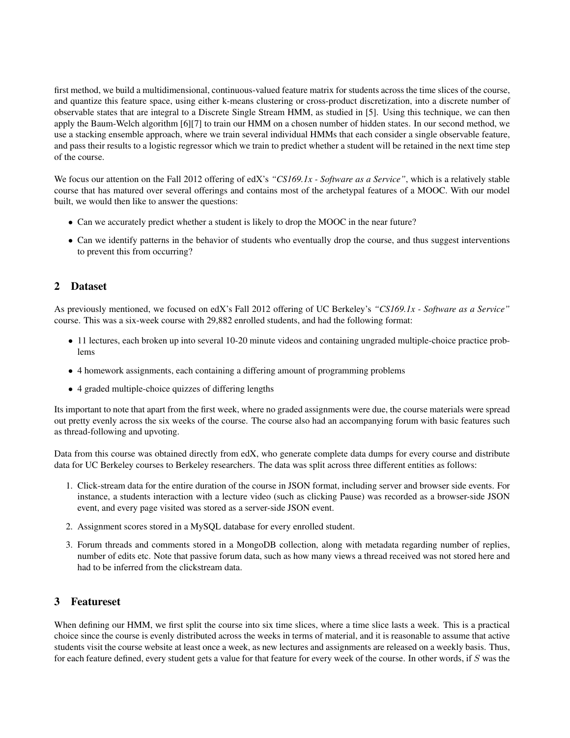first method, we build a multidimensional, continuous-valued feature matrix for students across the time slices of the course, and quantize this feature space, using either k-means clustering or cross-product discretization, into a discrete number of observable states that are integral to a Discrete Single Stream HMM, as studied in [5]. Using this technique, we can then apply the Baum-Welch algorithm [6][7] to train our HMM on a chosen number of hidden states. In our second method, we use a stacking ensemble approach, where we train several individual HMMs that each consider a single observable feature, and pass their results to a logistic regressor which we train to predict whether a student will be retained in the next time step of the course.

We focus our attention on the Fall 2012 offering of edX's *"CS169.1x - Software as a Service"*, which is a relatively stable course that has matured over several offerings and contains most of the archetypal features of a MOOC. With our model built, we would then like to answer the questions:

- Can we accurately predict whether a student is likely to drop the MOOC in the near future?
- Can we identify patterns in the behavior of students who eventually drop the course, and thus suggest interventions to prevent this from occurring?

## 2 Dataset

As previously mentioned, we focused on edX's Fall 2012 offering of UC Berkeley's *"CS169.1x - Software as a Service"* course. This was a six-week course with 29,882 enrolled students, and had the following format:

- 11 lectures, each broken up into several 10-20 minute videos and containing ungraded multiple-choice practice problems
- 4 homework assignments, each containing a differing amount of programming problems
- 4 graded multiple-choice quizzes of differing lengths

Its important to note that apart from the first week, where no graded assignments were due, the course materials were spread out pretty evenly across the six weeks of the course. The course also had an accompanying forum with basic features such as thread-following and upvoting.

Data from this course was obtained directly from edX, who generate complete data dumps for every course and distribute data for UC Berkeley courses to Berkeley researchers. The data was split across three different entities as follows:

1. Click-stream data for the entire duration of the course in JSON format, including server and browser side events. For instance, a students interaction with a lecture video (such as clicking Pause) was recorded as a browser-side JSON event, and every page visited was stored as a server-side JSON event.
2. Assignment scores stored in a MySQL database for every enrolled student.
3. Forum threads and comments stored in a MongoDB collection, along with metadata regarding number of replies, number of edits etc. Note that passive forum data, such as how many views a thread received was not stored here and had to be inferred from the clickstream data.

## 3 Featureset

When defining our HMM, we first split the course into six time slices, where a time slice lasts a week. This is a practical choice since the course is evenly distributed across the weeks in terms of material, and it is reasonable to assume that active students visit the course website at least once a week, as new lectures and assignments are released on a weekly basis. Thus, for each feature defined, every student gets a value for that feature for every week of the course. In other words, if $S$ was the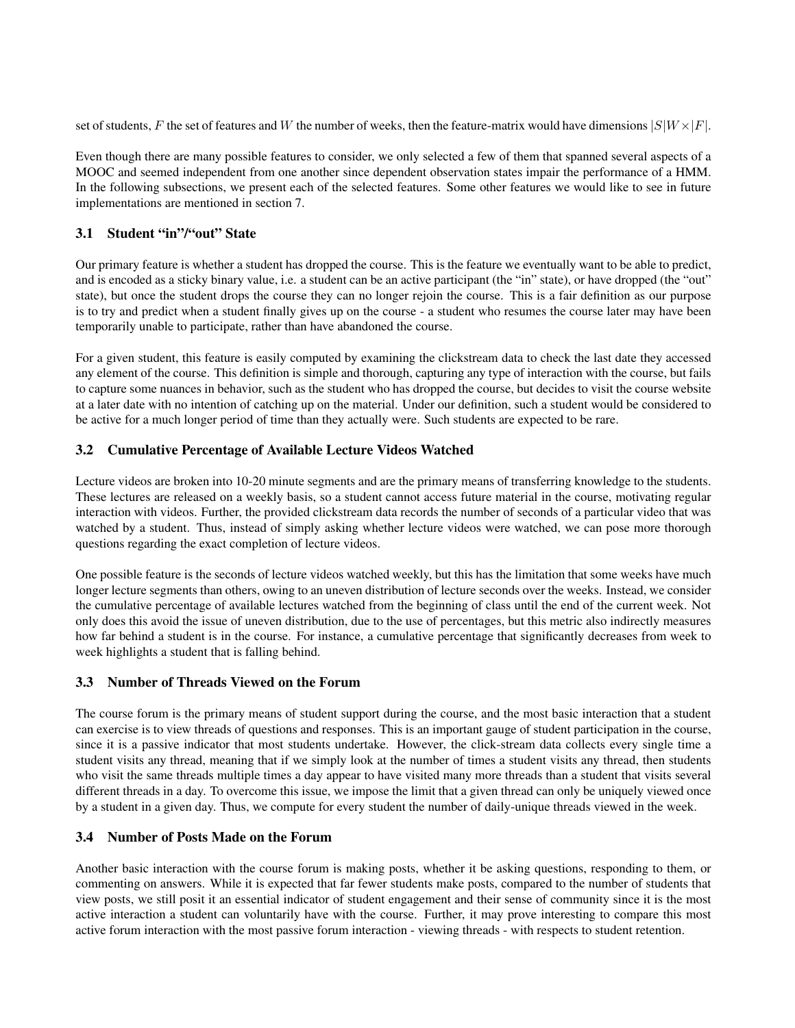set of students, $F$ the set of features and $W$ the number of weeks, then the feature-matrix would have dimensions $|S|W \times |F|$.

Even though there are many possible features to consider, we only selected a few of them that spanned several aspects of a MOOC and seemed independent from one another since dependent observation states impair the performance of a HMM. In the following subsections, we present each of the selected features. Some other features we would like to see in future implementations are mentioned in section 7.

### 3.1 Student "in"/"out" State

Our primary feature is whether a student has dropped the course. This is the feature we eventually want to be able to predict, and is encoded as a sticky binary value, i.e. a student can be an active participant (the "in" state), or have dropped (the "out" state), but once the student drops the course they can no longer rejoin the course. This is a fair definition as our purpose is to try and predict when a student finally gives up on the course - a student who resumes the course later may have been temporarily unable to participate, rather than have abandoned the course.

For a given student, this feature is easily computed by examining the clickstream data to check the last date they accessed any element of the course. This definition is simple and thorough, capturing any type of interaction with the course, but fails to capture some nuances in behavior, such as the student who has dropped the course, but decides to visit the course website at a later date with no intention of catching up on the material. Under our definition, such a student would be considered to be active for a much longer period of time than they actually were. Such students are expected to be rare.

### 3.2 Cumulative Percentage of Available Lecture Videos Watched

Lecture videos are broken into 10-20 minute segments and are the primary means of transferring knowledge to the students. These lectures are released on a weekly basis, so a student cannot access future material in the course, motivating regular interaction with videos. Further, the provided clickstream data records the number of seconds of a particular video that was watched by a student. Thus, instead of simply asking whether lecture videos were watched, we can pose more thorough questions regarding the exact completion of lecture videos.

One possible feature is the seconds of lecture videos watched weekly, but this has the limitation that some weeks have much longer lecture segments than others, owing to an uneven distribution of lecture seconds over the weeks. Instead, we consider the cumulative percentage of available lectures watched from the beginning of class until the end of the current week. Not only does this avoid the issue of uneven distribution, due to the use of percentages, but this metric also indirectly measures how far behind a student is in the course. For instance, a cumulative percentage that significantly decreases from week to week highlights a student that is falling behind.

### 3.3 Number of Threads Viewed on the Forum

The course forum is the primary means of student support during the course, and the most basic interaction that a student can exercise is to view threads of questions and responses. This is an important gauge of student participation in the course, since it is a passive indicator that most students undertake. However, the click-stream data collects every single time a student visits any thread, meaning that if we simply look at the number of times a student visits any thread, then students who visit the same threads multiple times a day appear to have visited many more threads than a student that visits several different threads in a day. To overcome this issue, we impose the limit that a given thread can only be uniquely viewed once by a student in a given day. Thus, we compute for every student the number of daily-unique threads viewed in the week.

### 3.4 Number of Posts Made on the Forum

Another basic interaction with the course forum is making posts, whether it be asking questions, responding to them, or commenting on answers. While it is expected that far fewer students make posts, compared to the number of students that view posts, we still posit it an essential indicator of student engagement and their sense of community since it is the most active interaction a student can voluntarily have with the course. Further, it may prove interesting to compare this most active forum interaction with the most passive forum interaction - viewing threads - with respects to student retention.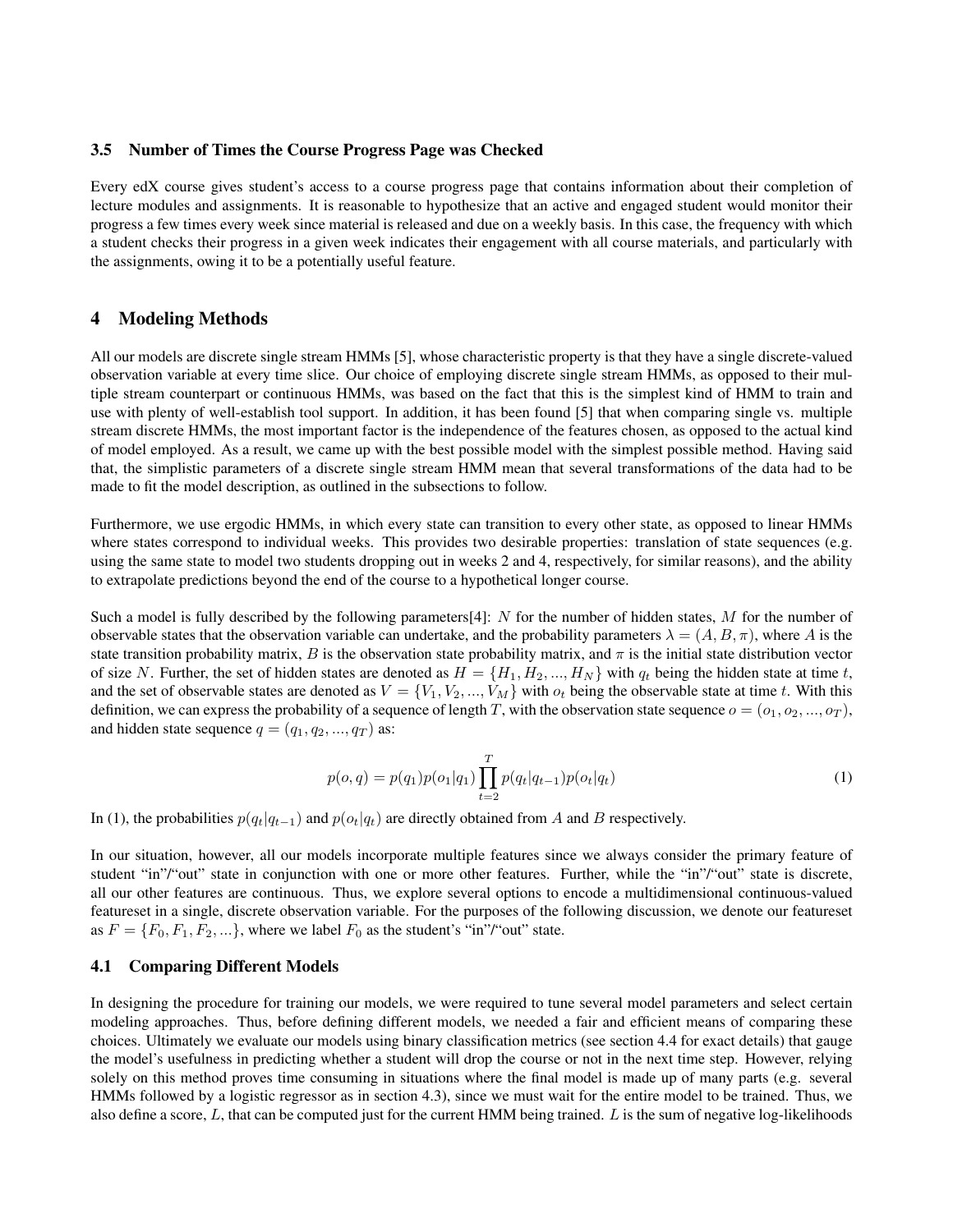### 3.5 Number of Times the Course Progress Page was Checked

Every edX course gives student's access to a course progress page that contains information about their completion of lecture modules and assignments. It is reasonable to hypothesize that an active and engaged student would monitor their progress a few times every week since material is released and due on a weekly basis. In this case, the frequency with which a student checks their progress in a given week indicates their engagement with all course materials, and particularly with the assignments, owing it to be a potentially useful feature.

## 4 Modeling Methods

All our models are discrete single stream HMMs [5], whose characteristic property is that they have a single discrete-valued observation variable at every time slice. Our choice of employing discrete single stream HMMs, as opposed to their multiple stream counterpart or continuous HMMs, was based on the fact that this is the simplest kind of HMM to train and use with plenty of well-establish tool support. In addition, it has been found [5] that when comparing single vs. multiple stream discrete HMMs, the most important factor is the independence of the features chosen, as opposed to the actual kind of model employed. As a result, we came up with the best possible model with the simplest possible method. Having said that, the simplistic parameters of a discrete single stream HMM mean that several transformations of the data had to be made to fit the model description, as outlined in the subsections to follow.

Furthermore, we use ergodic HMMs, in which every state can transition to every other state, as opposed to linear HMMs where states correspond to individual weeks. This provides two desirable properties: translation of state sequences (e.g. using the same state to model two students dropping out in weeks 2 and 4, respectively, for similar reasons), and the ability to extrapolate predictions beyond the end of the course to a hypothetical longer course.

Such a model is fully described by the following parameters[4]: $N$ for the number of hidden states, $M$ for the number of observable states that the observation variable can undertake, and the probability parameters $\lambda = (A, B, \pi)$, where $A$ is the state transition probability matrix, $B$ is the observation state probability matrix, and $\pi$ is the initial state distribution vector of size $N$. Further, the set of hidden states are denoted as $H = \{H_1, H_2, ..., H_N\}$ with $q_t$ being the hidden state at time $t$, and the set of observable states are denoted as $V = \{V_1, V_2, ..., V_M\}$ with $o_t$ being the observable state at time $t$. With this definition, we can express the probability of a sequence of length $T$, with the observation state sequence $o = (o_1, o_2, ..., o_T)$, and hidden state sequence $q = (q_1, q_2, ..., q_T)$ as:

$$p(o, q) = p(q_1)p(o_1|q_1)\prod_{t=2}^{T} p(q_t|q_{t-1})p(o_t|q_t) \tag{1}$$

In (1), the probabilities $p(q_t|q_{t-1})$ and $p(o_t|q_t)$ are directly obtained from $A$ and $B$ respectively.

In our situation, however, all our models incorporate multiple features since we always consider the primary feature of student "in"/"out" state in conjunction with one or more other features. Further, while the "in"/"out" state is discrete, all our other features are continuous. Thus, we explore several options to encode a multidimensional continuous-valued featureset in a single, discrete observation variable. For the purposes of the following discussion, we denote our featureset as $F = \{F_0, F_1, F_2, ...\}$, where we label $F_0$ as the student's "in"/"out" state.

### 4.1 Comparing Different Models

In designing the procedure for training our models, we were required to tune several model parameters and select certain modeling approaches. Thus, before defining different models, we needed a fair and efficient means of comparing these choices. Ultimately we evaluate our models using binary classification metrics (see section 4.4 for exact details) that gauge the model's usefulness in predicting whether a student will drop the course or not in the next time step. However, relying solely on this method proves time consuming in situations where the final model is made up of many parts (e.g. several HMMs followed by a logistic regressor as in section 4.3), since we must wait for the entire model to be trained. Thus, we also define a score, $L$, that can be computed just for the current HMM being trained. $L$ is the sum of negative log-likelihoods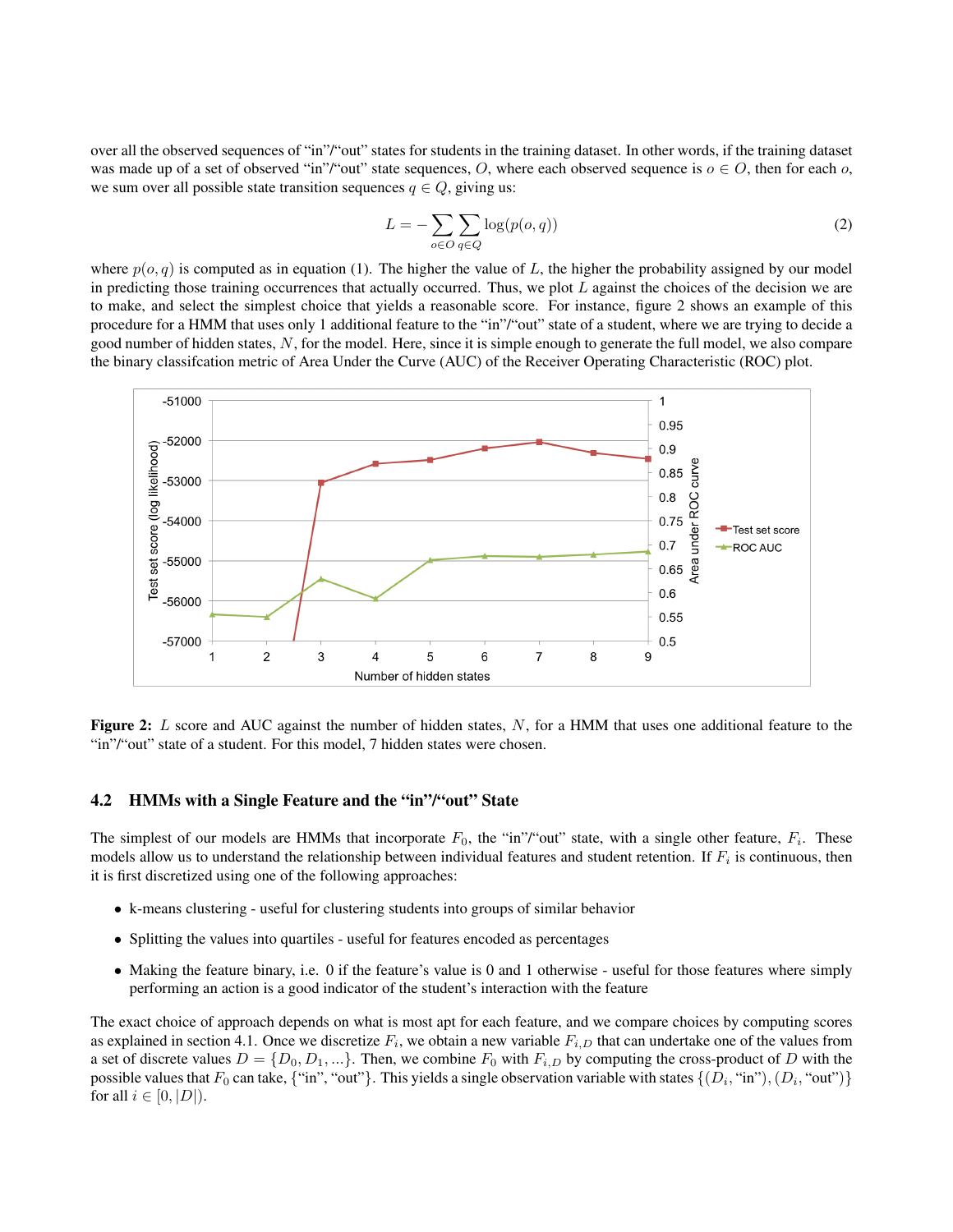over all the observed sequences of "in"/"out" states for students in the training dataset. In other words, if the training dataset was made up of a set of observed "in"/"out" state sequences, $O$, where each observed sequence is $o \in O$, then for each $o$, we sum over all possible state transition sequences $q \in Q$, giving us:

$$L = -\sum_{o \in O} \sum_{q \in Q} \log(p(o, q)) \tag{2}$$

where $p(o, q)$ is computed as in equation (1). The higher the value of $L$, the higher the probability assigned by our model in predicting those training occurrences that actually occurred. Thus, we plot $L$ against the choices of the decision we are to make, and select the simplest choice that yields a reasonable score. For instance, figure 2 shows an example of this procedure for a HMM that uses only 1 additional feature to the "in"/"out" state of a student, where we are trying to decide a good number of hidden states, $N$, for the model. Here, since it is simple enough to generate the full model, we also compare the binary classifcation metric of Area Under the Curve (AUC) of the Receiver Operating Characteristic (ROC) plot.

**Figure 2:** $L$ score and AUC against the number of hidden states, $N$, for a HMM that uses one additional feature to the "in"/"out" state of a student. For this model, 7 hidden states were chosen.

## 4.2 HMMs with a Single Feature and the "in"/"out" State

The simplest of our models are HMMs that incorporate $F_0$, the "in"/"out" state, with a single other feature, $F_i$. These models allow us to understand the relationship between individual features and student retention. If $F_i$ is continuous, then it is first discretized using one of the following approaches:

- k-means clustering - useful for clustering students into groups of similar behavior
- Splitting the values into quartiles - useful for features encoded as percentages
- Making the feature binary, i.e. 0 if the feature's value is 0 and 1 otherwise - useful for those features where simply performing an action is a good indicator of the student's interaction with the feature

The exact choice of approach depends on what is most apt for each feature, and we compare choices by computing scores as explained in section 4.1. Once we discretize $F_i$, we obtain a new variable $F_{i,D}$ that can undertake one of the values from a set of discrete values $D = \{D_0, D_1, ...\}$. Then, we combine $F_0$ with $F_{i,D}$ by computing the cross-product of $D$ with the possible values that $F_0$ can take, {"in", "out"}. This yields a single observation variable with states $\{(D_i, \text{"in"}), (D_i, \text{"out"})\}$ for all $i \in [0, |D|)$.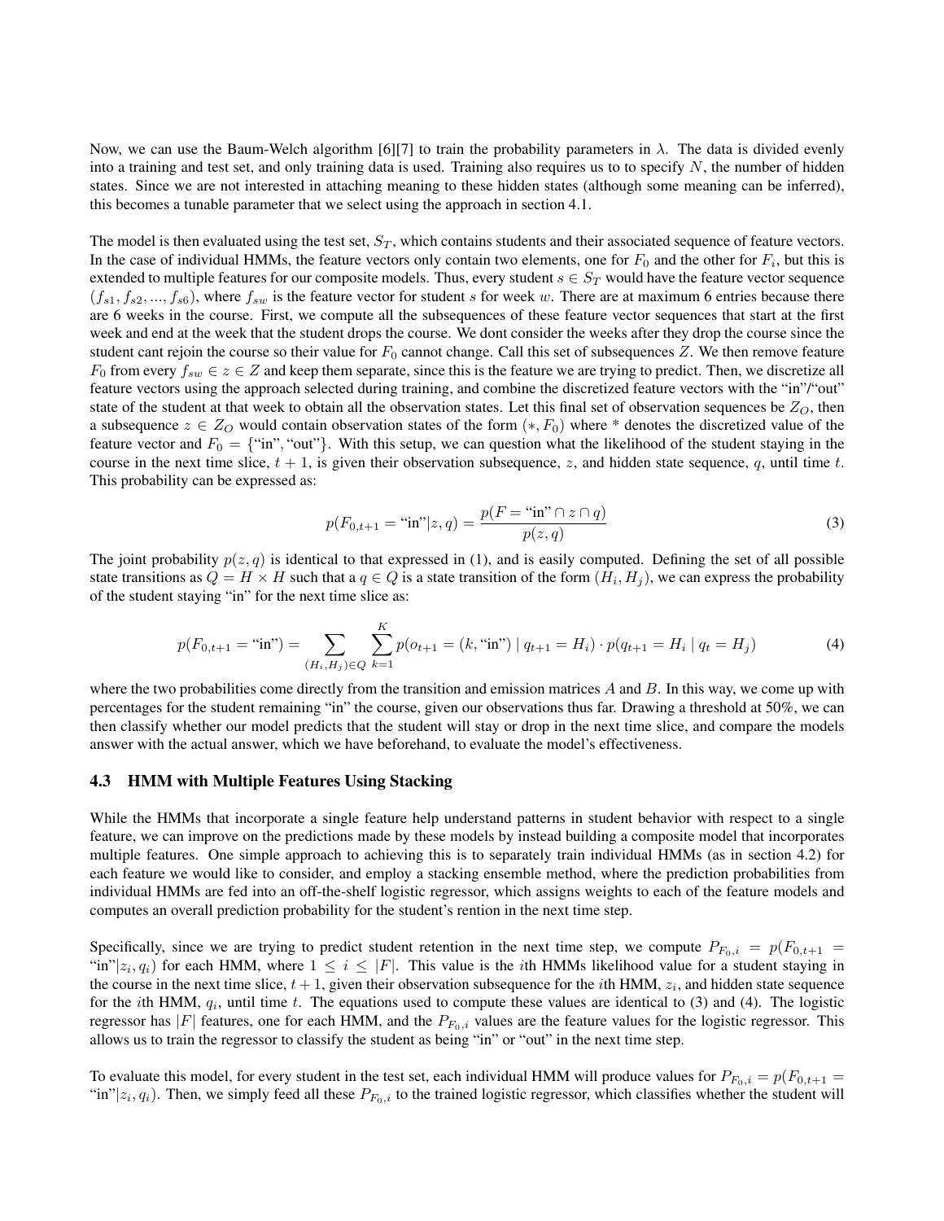Now, we can use the Baum-Welch algorithm [6][7] to train the probability parameters in $\lambda$. The data is divided evenly into a training and test set, and only training data is used. Training also requires us to to specify $N$, the number of hidden states. Since we are not interested in attaching meaning to these hidden states (although some meaning can be inferred), this becomes a tunable parameter that we select using the approach in section 4.1.

The model is then evaluated using the test set, $S_T$, which contains students and their associated sequence of feature vectors. In the case of individual HMMs, the feature vectors only contain two elements, one for $F_0$ and the other for $F_i$, but this is extended to multiple features for our composite models. Thus, every student $s \in S_T$ would have the feature vector sequence $(f_{s1}, f_{s2}, ..., f_{s6})$, where $f_{sw}$ is the feature vector for student $s$ for week $w$. There are at maximum 6 entries because there are 6 weeks in the course. First, we compute all the subsequences of these feature vector sequences that start at the first week and end at the week that the student drops the course. We dont consider the weeks after they drop the course since the student cant rejoin the course so their value for $F_0$ cannot change. Call this set of subsequences $Z$. We then remove feature $F_0$ from every $f_{sw} \in z \in Z$ and keep them separate, since this is the feature we are trying to predict. Then, we discretize all feature vectors using the approach selected during training, and combine the discretized feature vectors with the "in"/"out" state of the student at that week to obtain all the observation states. Let this final set of observation sequences be $Z_O$, then a subsequence $z \in Z_O$ would contain observation states of the form $(*, F_0)$ where * denotes the discretized value of the feature vector and $F_0 = \{\text{"in"}, \text{"out"}\}$. With this setup, we can question what the likelihood of the student staying in the course in the next time slice, $t + 1$, is given their observation subsequence, $z$, and hidden state sequence, $q$, until time $t$. This probability can be expressed as:

$$p(F_{0,t+1} = \text{"in"} | z, q) = \frac{p(F = \text{"in"} \cap z \cap q)}{p(z, q)} \tag{3}$$

The joint probability $p(z, q)$ is identical to that expressed in (1), and is easily computed. Defining the set of all possible state transitions as $Q = H \times H$ such that a $q \in Q$ is a state transition of the form $(H_i, H_j)$, we can express the probability of the student staying "in" for the next time slice as:

$$p(F_{0,t+1} = \text{"in"}) = \sum_{(H_i, H_j) \in Q} \sum_{k=1}^{K} p(o_{t+1} = (k, \text{"in"}) \mid q_{t+1} = H_i) \cdot p(q_{t+1} = H_i \mid q_t = H_j) \tag{4}$$

where the two probabilities come directly from the transition and emission matrices $A$ and $B$. In this way, we come up with percentages for the student remaining "in" the course, given our observations thus far. Drawing a threshold at 50%, we can then classify whether our model predicts that the student will stay or drop in the next time slice, and compare the models answer with the actual answer, which we have beforehand, to evaluate the model's effectiveness.

### 4.3 HMM with Multiple Features Using Stacking

While the HMMs that incorporate a single feature help understand patterns in student behavior with respect to a single feature, we can improve on the predictions made by these models by instead building a composite model that incorporates multiple features. One simple approach to achieving this is to separately train individual HMMs (as in section 4.2) for each feature we would like to consider, and employ a stacking ensemble method, where the prediction probabilities from individual HMMs are fed into an off-the-shelf logistic regressor, which assigns weights to each of the feature models and computes an overall prediction probability for the student's rention in the next time step.

Specifically, since we are trying to predict student retention in the next time step, we compute $P_{F_0,i} = p(F_{0,t+1} = \text{"in"} | z_i, q_i)$ for each HMM, where $1 \leq i \leq |F|$. This value is the $i$th HMMs likelihood value for a student staying in the course in the next time slice, $t + 1$, given their observation subsequence for the $i$th HMM, $z_i$, and hidden state sequence for the $i$th HMM, $q_i$, until time $t$. The equations used to compute these values are identical to (3) and (4). The logistic regressor has $|F|$ features, one for each HMM, and the $P_{F_0,i}$ values are the feature values for the logistic regressor. This allows us to train the regressor to classify the student as being "in" or "out" in the next time step.

To evaluate this model, for every student in the test set, each individual HMM will produce values for $P_{F_0,i} = p(F_{0,t+1} = \text{"in"} | z_i, q_i)$. Then, we simply feed all these $P_{F_0,i}$ to the trained logistic regressor, which classifies whether the student will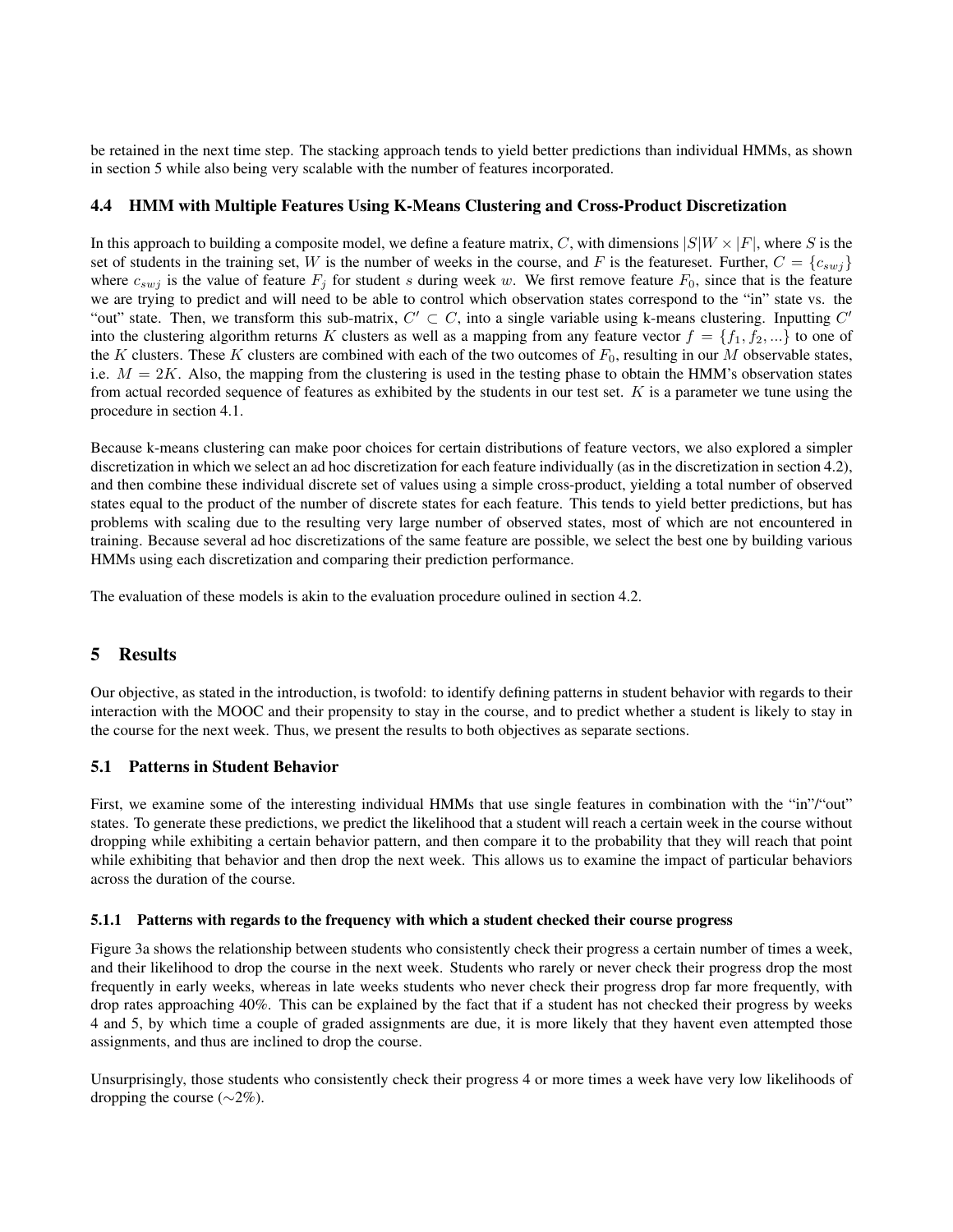be retained in the next time step. The stacking approach tends to yield better predictions than individual HMMs, as shown in section 5 while also being very scalable with the number of features incorporated.

### 4.4 HMM with Multiple Features Using K-Means Clustering and Cross-Product Discretization

In this approach to building a composite model, we define a feature matrix, $C$, with dimensions $|S|W \times |F|$, where $S$ is the set of students in the training set, $W$ is the number of weeks in the course, and $F$ is the featureset. Further, $C = \{c_{swj}\}$ where $c_{swj}$ is the value of feature $F_j$ for student $s$ during week $w$. We first remove feature $F_0$, since that is the feature we are trying to predict and will need to be able to control which observation states correspond to the "in" state vs. the "out" state. Then, we transform this sub-matrix, $C' \subset C$, into a single variable using k-means clustering. Inputting $C'$ into the clustering algorithm returns $K$ clusters as well as a mapping from any feature vector $f = \{f_1, f_2, ...\}$ to one of the $K$ clusters. These $K$ clusters are combined with each of the two outcomes of $F_0$, resulting in our $M$ observable states, i.e. $M = 2K$. Also, the mapping from the clustering is used in the testing phase to obtain the HMM's observation states from actual recorded sequence of features as exhibited by the students in our test set. $K$ is a parameter we tune using the procedure in section 4.1.

Because k-means clustering can make poor choices for certain distributions of feature vectors, we also explored a simpler discretization in which we select an ad hoc discretization for each feature individually (as in the discretization in section 4.2), and then combine these individual discrete set of values using a simple cross-product, yielding a total number of observed states equal to the product of the number of discrete states for each feature. This tends to yield better predictions, but has problems with scaling due to the resulting very large number of observed states, most of which are not encountered in training. Because several ad hoc discretizations of the same feature are possible, we select the best one by building various HMMs using each discretization and comparing their prediction performance.

The evaluation of these models is akin to the evaluation procedure oulined in section 4.2.

## 5 Results

Our objective, as stated in the introduction, is twofold: to identify defining patterns in student behavior with regards to their interaction with the MOOC and their propensity to stay in the course, and to predict whether a student is likely to stay in the course for the next week. Thus, we present the results to both objectives as separate sections.

### 5.1 Patterns in Student Behavior

First, we examine some of the interesting individual HMMs that use single features in combination with the "in"/"out" states. To generate these predictions, we predict the likelihood that a student will reach a certain week in the course without dropping while exhibiting a certain behavior pattern, and then compare it to the probability that they will reach that point while exhibiting that behavior and then drop the next week. This allows us to examine the impact of particular behaviors across the duration of the course.

#### 5.1.1 Patterns with regards to the frequency with which a student checked their course progress

Figure 3a shows the relationship between students who consistently check their progress a certain number of times a week, and their likelihood to drop the course in the next week. Students who rarely or never check their progress drop the most frequently in early weeks, whereas in late weeks students who never check their progress drop far more frequently, with drop rates approaching 40%. This can be explained by the fact that if a student has not checked their progress by weeks 4 and 5, by which time a couple of graded assignments are due, it is more likely that they havent even attempted those assignments, and thus are inclined to drop the course.

Unsurprisingly, those students who consistently check their progress 4 or more times a week have very low likelihoods of dropping the course ($\sim$2%).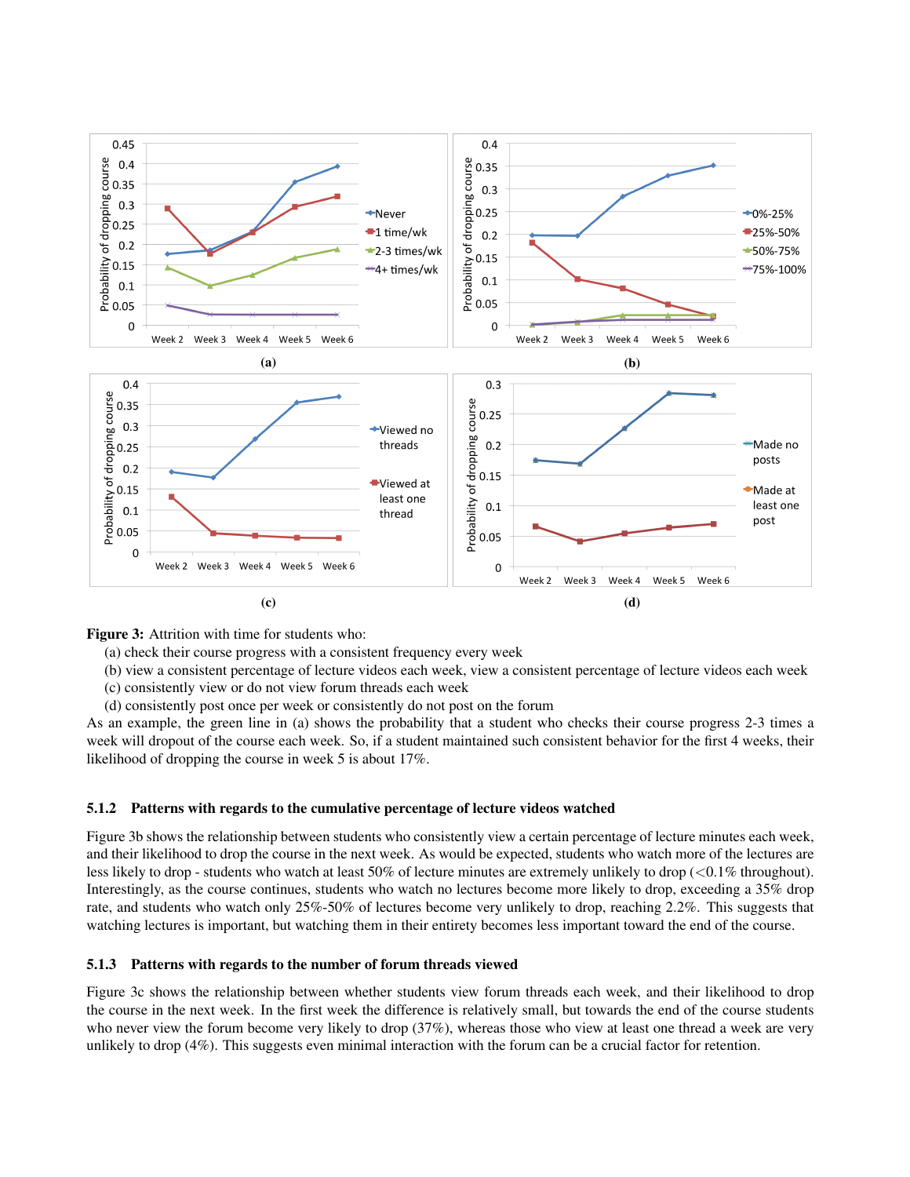**Figure 3:** Attrition with time for students who:

(a) check their course progress with a consistent frequency every week

(b) view a consistent percentage of lecture videos each week, view a consistent percentage of lecture videos each week

(c) consistently view or do not view forum threads each week

(d) consistently post once per week or consistently do not post on the forum

As an example, the green line in (a) shows the probability that a student who checks their course progress 2-3 times a week will dropout of the course each week. So, if a student maintained such consistent behavior for the first 4 weeks, their likelihood of dropping the course in week 5 is about 17%.

### 5.1.2 Patterns with regards to the cumulative percentage of lecture videos watched

Figure 3b shows the relationship between students who consistently view a certain percentage of lecture minutes each week, and their likelihood to drop the course in the next week. As would be expected, students who watch more of the lectures are less likely to drop - students who watch at least 50% of lecture minutes are extremely unlikely to drop (<0.1% throughout). Interestingly, as the course continues, students who watch no lectures become more likely to drop, exceeding a 35% drop rate, and students who watch only 25%-50% of lectures become very unlikely to drop, reaching 2.2%. This suggests that watching lectures is important, but watching them in their entirety becomes less important toward the end of the course.

### 5.1.3 Patterns with regards to the number of forum threads viewed

Figure 3c shows the relationship between whether students view forum threads each week, and their likelihood to drop the course in the next week. In the first week the difference is relatively small, but towards the end of the course students who never view the forum become very likely to drop (37%), whereas those who view at least one thread a week are very unlikely to drop (4%). This suggests even minimal interaction with the forum can be a crucial factor for retention.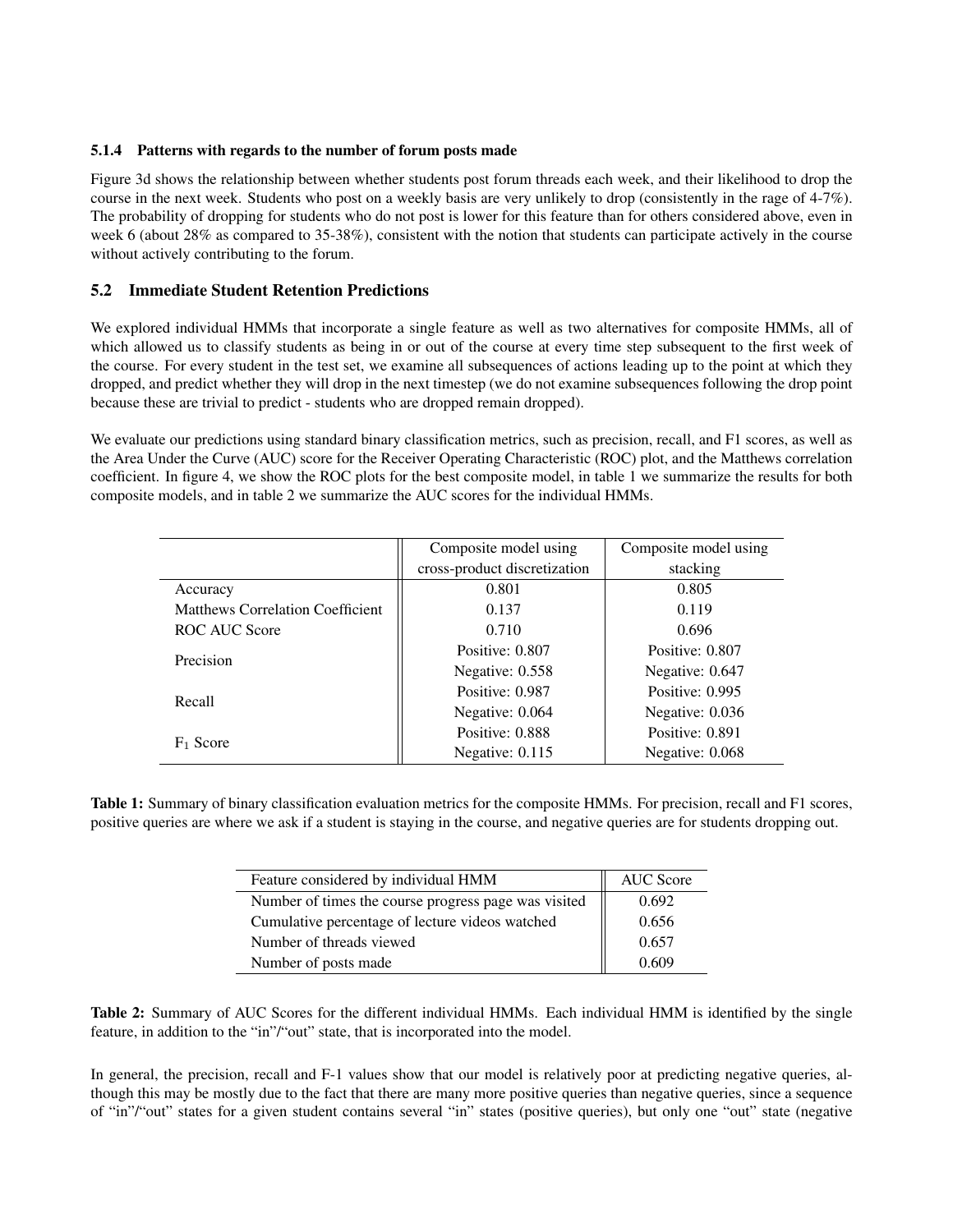#### 5.1.4 Patterns with regards to the number of forum posts made

Figure 3d shows the relationship between whether students post forum threads each week, and their likelihood to drop the course in the next week. Students who post on a weekly basis are very unlikely to drop (consistently in the rage of 4-7%). The probability of dropping for students who do not post is lower for this feature than for others considered above, even in week 6 (about 28% as compared to 35-38%), consistent with the notion that students can participate actively in the course without actively contributing to the forum.

### 5.2 Immediate Student Retention Predictions

We explored individual HMMs that incorporate a single feature as well as two alternatives for composite HMMs, all of which allowed us to classify students as being in or out of the course at every time step subsequent to the first week of the course. For every student in the test set, we examine all subsequences of actions leading up to the point at which they dropped, and predict whether they will drop in the next timestep (we do not examine subsequences following the drop point because these are trivial to predict - students who are dropped remain dropped).

We evaluate our predictions using standard binary classification metrics, such as precision, recall, and F1 scores, as well as the Area Under the Curve (AUC) score for the Receiver Operating Characteristic (ROC) plot, and the Matthews correlation coefficient. In figure 4, we show the ROC plots for the best composite model, in table 1 we summarize the results for both composite models, and in table 2 we summarize the AUC scores for the individual HMMs.

| | Composite model using cross-product discretization | Composite model using stacking |
|---|---|---|
| Accuracy | 0.801 | 0.805 |
| Matthews Correlation Coefficient | 0.137 | 0.119 |
| ROC AUC Score | 0.710 | 0.696 |
| Precision | Positive: 0.807 | Positive: 0.807 |
| | Negative: 0.558 | Negative: 0.647 |
| Recall | Positive: 0.987 | Positive: 0.995 |
| | Negative: 0.064 | Negative: 0.036 |
| $F_1$ Score | Positive: 0.888 | Positive: 0.891 |
| | Negative: 0.115 | Negative: 0.068 |

**Table 1:** Summary of binary classification evaluation metrics for the composite HMMs. For precision, recall and F1 scores, positive queries are where we ask if a student is staying in the course, and negative queries are for students dropping out.

| Feature considered by individual HMM | AUC Score |
|---|---|
| Number of times the course progress page was visited | 0.692 |
| Cumulative percentage of lecture videos watched | 0.656 |
| Number of threads viewed | 0.657 |
| Number of posts made | 0.609 |

**Table 2:** Summary of AUC Scores for the different individual HMMs. Each individual HMM is identified by the single feature, in addition to the "in"/"out" state, that is incorporated into the model.

In general, the precision, recall and F-1 values show that our model is relatively poor at predicting negative queries, although this may be mostly due to the fact that there are many more positive queries than negative queries, since a sequence of "in"/"out" states for a given student contains several "in" states (positive queries), but only one "out" state (negative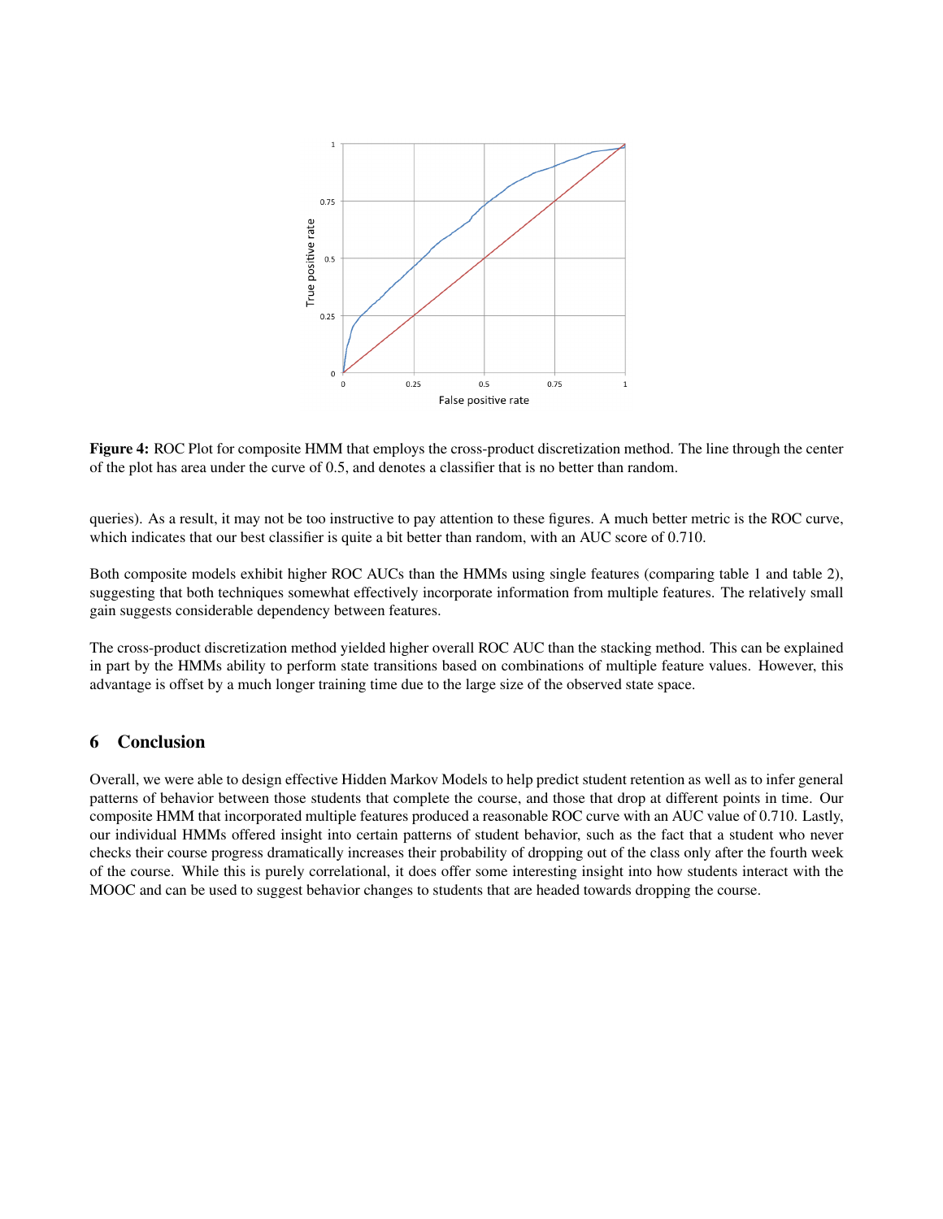**Figure 4:** ROC Plot for composite HMM that employs the cross-product discretization method. The line through the center of the plot has area under the curve of 0.5, and denotes a classifier that is no better than random.

queries). As a result, it may not be too instructive to pay attention to these figures. A much better metric is the ROC curve, which indicates that our best classifier is quite a bit better than random, with an AUC score of 0.710.

Both composite models exhibit higher ROC AUCs than the HMMs using single features (comparing table 1 and table 2), suggesting that both techniques somewhat effectively incorporate information from multiple features. The relatively small gain suggests considerable dependency between features.

The cross-product discretization method yielded higher overall ROC AUC than the stacking method. This can be explained in part by the HMMs ability to perform state transitions based on combinations of multiple feature values. However, this advantage is offset by a much longer training time due to the large size of the observed state space.

## 6 Conclusion

Overall, we were able to design effective Hidden Markov Models to help predict student retention as well as to infer general patterns of behavior between those students that complete the course, and those that drop at different points in time. Our composite HMM that incorporated multiple features produced a reasonable ROC curve with an AUC value of 0.710. Lastly, our individual HMMs offered insight into certain patterns of student behavior, such as the fact that a student who never checks their course progress dramatically increases their probability of dropping out of the class only after the fourth week of the course. While this is purely correlational, it does offer some interesting insight into how students interact with the MOOC and can be used to suggest behavior changes to students that are headed towards dropping the course.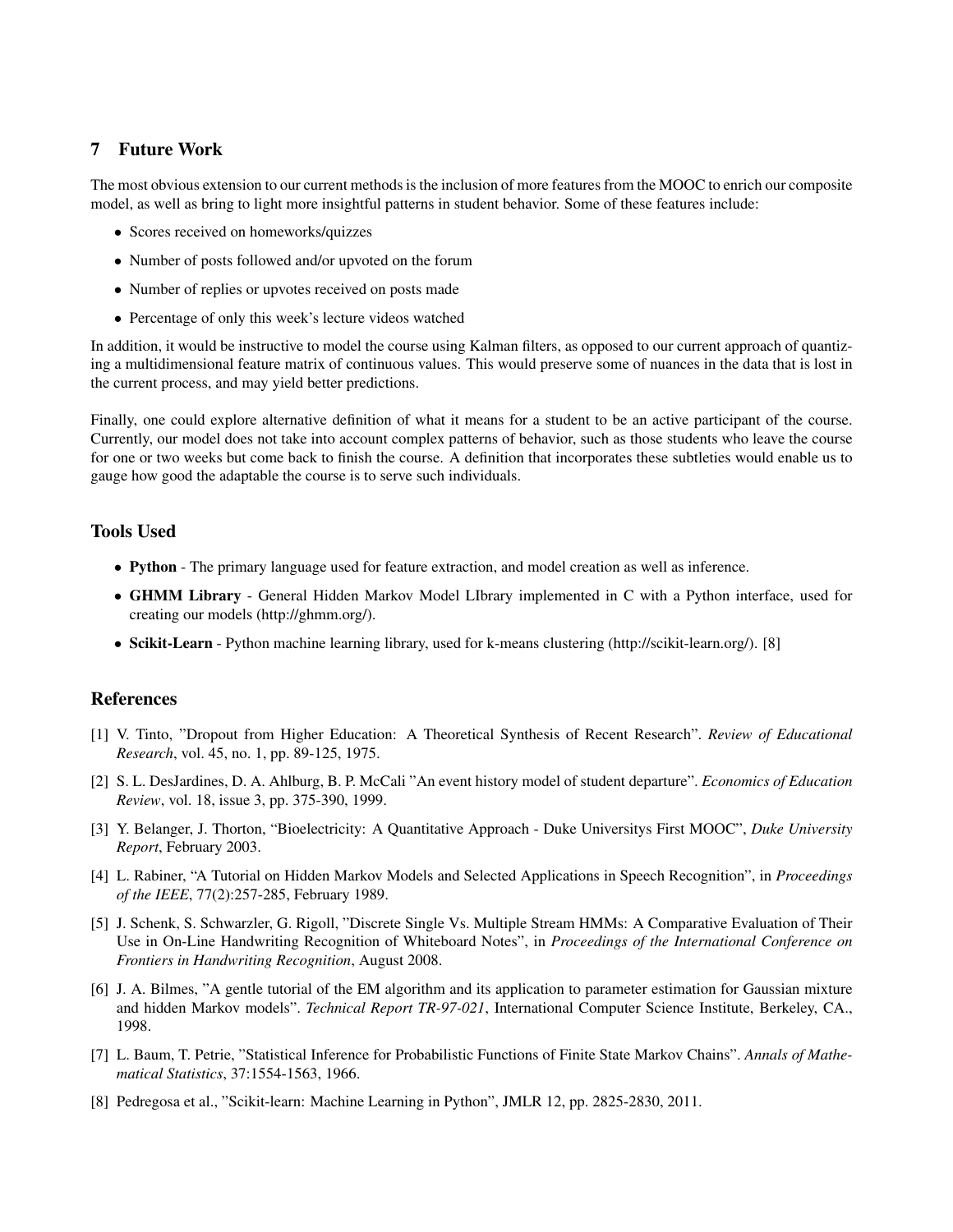## 7 Future Work

The most obvious extension to our current methods is the inclusion of more features from the MOOC to enrich our composite model, as well as bring to light more insightful patterns in student behavior. Some of these features include:

- Scores received on homeworks/quizzes
- Number of posts followed and/or upvoted on the forum
- Number of replies or upvotes received on posts made
- Percentage of only this week's lecture videos watched

In addition, it would be instructive to model the course using Kalman filters, as opposed to our current approach of quantizing a multidimensional feature matrix of continuous values. This would preserve some of nuances in the data that is lost in the current process, and may yield better predictions.

Finally, one could explore alternative definition of what it means for a student to be an active participant of the course. Currently, our model does not take into account complex patterns of behavior, such as those students who leave the course for one or two weeks but come back to finish the course. A definition that incorporates these subtleties would enable us to gauge how good the adaptable the course is to serve such individuals.

## Tools Used

- **Python** - The primary language used for feature extraction, and model creation as well as inference.
- **GHMM Library** - General Hidden Markov Model LIbrary implemented in C with a Python interface, used for creating our models (http://ghmm.org/).
- **Scikit-Learn** - Python machine learning library, used for k-means clustering (http://scikit-learn.org/). [8]

## References

[1] V. Tinto, "Dropout from Higher Education: A Theoretical Synthesis of Recent Research". *Review of Educational Research*, vol. 45, no. 1, pp. 89-125, 1975.

[2] S. L. DesJardines, D. A. Ahlburg, B. P. McCali "An event history model of student departure". *Economics of Education Review*, vol. 18, issue 3, pp. 375-390, 1999.

[3] Y. Belanger, J. Thorton, "Bioelectricity: A Quantitative Approach - Duke Universitys First MOOC", *Duke University Report*, February 2003.

[4] L. Rabiner, "A Tutorial on Hidden Markov Models and Selected Applications in Speech Recognition", in *Proceedings of the IEEE*, 77(2):257-285, February 1989.

[5] J. Schenk, S. Schwarzler, G. Rigoll, "Discrete Single Vs. Multiple Stream HMMs: A Comparative Evaluation of Their Use in On-Line Handwriting Recognition of Whiteboard Notes", in *Proceedings of the International Conference on Frontiers in Handwriting Recognition*, August 2008.

[6] J. A. Bilmes, "A gentle tutorial of the EM algorithm and its application to parameter estimation for Gaussian mixture and hidden Markov models". *Technical Report TR-97-021*, International Computer Science Institute, Berkeley, CA., 1998.

[7] L. Baum, T. Petrie, "Statistical Inference for Probabilistic Functions of Finite State Markov Chains". *Annals of Mathematical Statistics*, 37:1554-1563, 1966.

[8] Pedregosa et al., "Scikit-learn: Machine Learning in Python", JMLR 12, pp. 2825-2830, 2011.